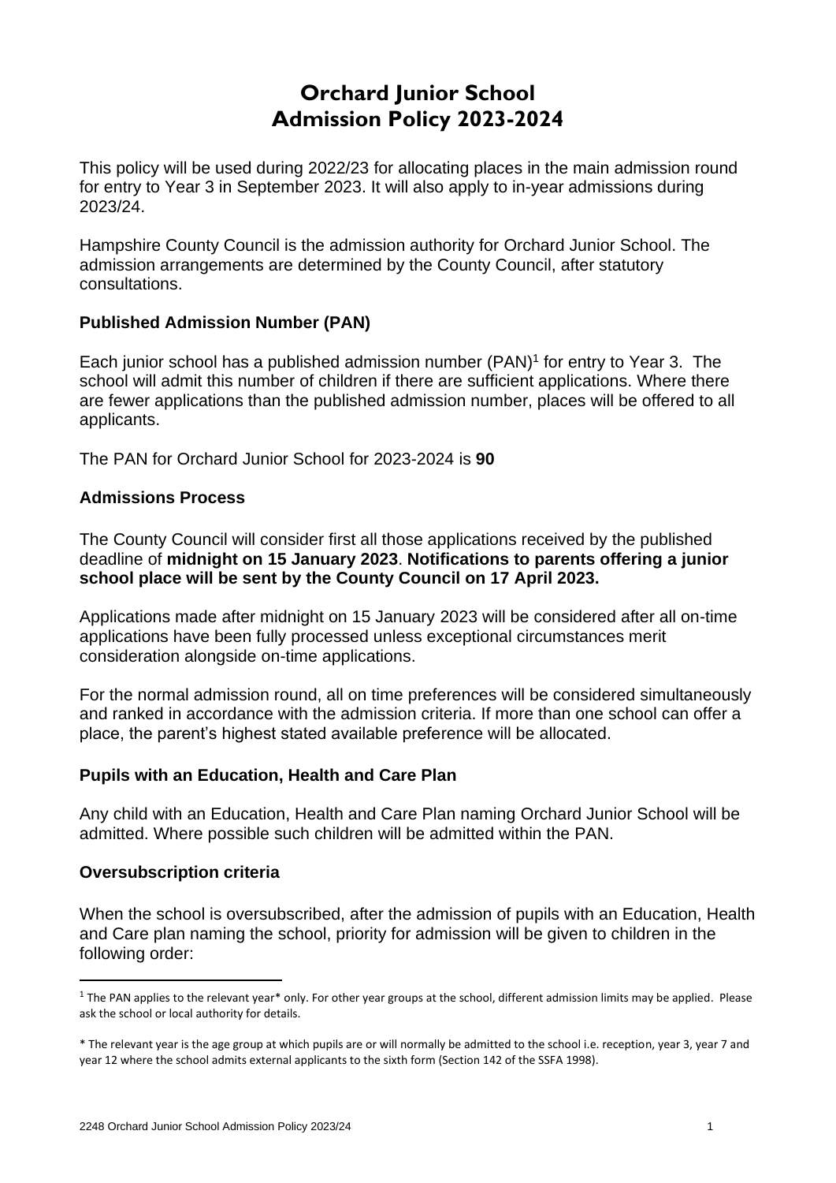# Orchard Junior School
# Admission Policy 2023-2024

This policy will be used during 2022/23 for allocating places in the main admission round for entry to Year 3 in September 2023. It will also apply to in-year admissions during 2023/24.

Hampshire County Council is the admission authority for Orchard Junior School. The admission arrangements are determined by the County Council, after statutory consultations.

### Published Admission Number (PAN)

Each junior school has a published admission number (PAN)[1] for entry to Year 3. The school will admit this number of children if there are sufficient applications. Where there are fewer applications than the published admission number, places will be offered to all applicants.

The PAN for Orchard Junior School for 2023-2024 is **90**

### Admissions Process

The County Council will consider first all those applications received by the published deadline of **midnight on 15 January 2023**. **Notifications to parents offering a junior school place will be sent by the County Council on 17 April 2023.**

Applications made after midnight on 15 January 2023 will be considered after all on-time applications have been fully processed unless exceptional circumstances merit consideration alongside on-time applications.

For the normal admission round, all on time preferences will be considered simultaneously and ranked in accordance with the admission criteria. If more than one school can offer a place, the parent's highest stated available preference will be allocated.

### Pupils with an Education, Health and Care Plan

Any child with an Education, Health and Care Plan naming Orchard Junior School will be admitted. Where possible such children will be admitted within the PAN.

### Oversubscription criteria

When the school is oversubscribed, after the admission of pupils with an Education, Health and Care plan naming the school, priority for admission will be given to children in the following order:

---

[1] The PAN applies to the relevant year* only. For other year groups at the school, different admission limits may be applied. Please ask the school or local authority for details.

* The relevant year is the age group at which pupils are or will normally be admitted to the school i.e. reception, year 3, year 7 and year 12 where the school admits external applicants to the sixth form (Section 142 of the SSFA 1998).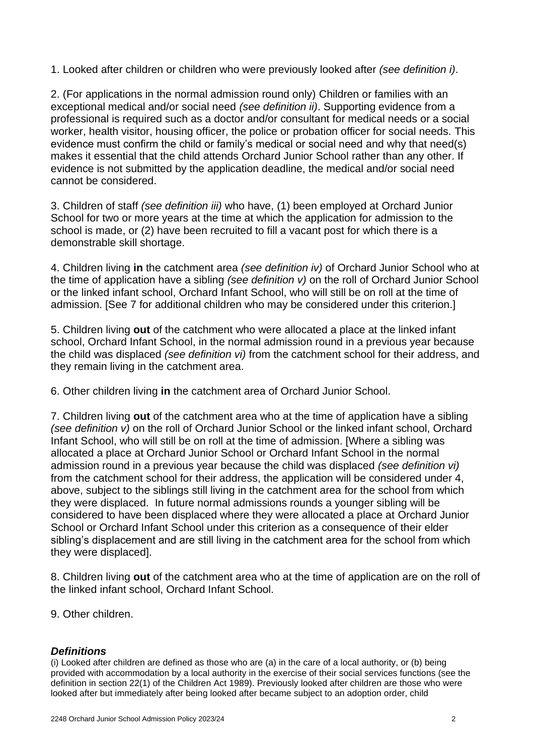1. Looked after children or children who were previously looked after *(see definition i)*.

2. (For applications in the normal admission round only) Children or families with an exceptional medical and/or social need *(see definition ii)*. Supporting evidence from a professional is required such as a doctor and/or consultant for medical needs or a social worker, health visitor, housing officer, the police or probation officer for social needs. This evidence must confirm the child or family's medical or social need and why that need(s) makes it essential that the child attends Orchard Junior School rather than any other. If evidence is not submitted by the application deadline, the medical and/or social need cannot be considered.

3. Children of staff *(see definition iii)* who have, (1) been employed at Orchard Junior School for two or more years at the time at which the application for admission to the school is made, or (2) have been recruited to fill a vacant post for which there is a demonstrable skill shortage.

4. Children living **in** the catchment area *(see definition iv)* of Orchard Junior School who at the time of application have a sibling *(see definition v)* on the roll of Orchard Junior School or the linked infant school, Orchard Infant School, who will still be on roll at the time of admission. [See 7 for additional children who may be considered under this criterion.]

5. Children living **out** of the catchment who were allocated a place at the linked infant school, Orchard Infant School, in the normal admission round in a previous year because the child was displaced *(see definition vi)* from the catchment school for their address, and they remain living in the catchment area.

6. Other children living **in** the catchment area of Orchard Junior School.

7. Children living **out** of the catchment area who at the time of application have a sibling *(see definition v)* on the roll of Orchard Junior School or the linked infant school, Orchard Infant School, who will still be on roll at the time of admission. [Where a sibling was allocated a place at Orchard Junior School or Orchard Infant School in the normal admission round in a previous year because the child was displaced *(see definition vi)* from the catchment school for their address, the application will be considered under 4, above, subject to the siblings still living in the catchment area for the school from which they were displaced. In future normal admissions rounds a younger sibling will be considered to have been displaced where they were allocated a place at Orchard Junior School or Orchard Infant School under this criterion as a consequence of their elder sibling's displacement and are still living in the catchment area for the school from which they were displaced].

8. Children living **out** of the catchment area who at the time of application are on the roll of the linked infant school, Orchard Infant School.

9. Other children.

### *Definitions*

(i) Looked after children are defined as those who are (a) in the care of a local authority, or (b) being provided with accommodation by a local authority in the exercise of their social services functions (see the definition in section 22(1) of the Children Act 1989). Previously looked after children are those who were looked after but immediately after being looked after became subject to an adoption order, child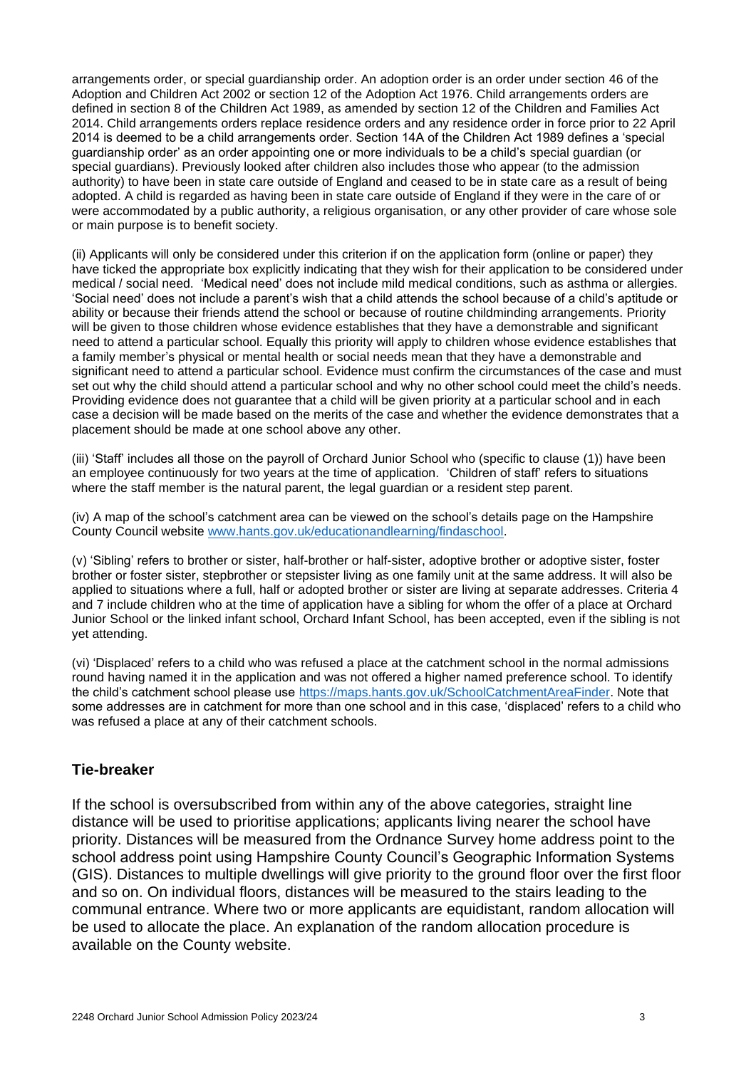arrangements order, or special guardianship order. An adoption order is an order under section 46 of the Adoption and Children Act 2002 or section 12 of the Adoption Act 1976. Child arrangements orders are defined in section 8 of the Children Act 1989, as amended by section 12 of the Children and Families Act 2014. Child arrangements orders replace residence orders and any residence order in force prior to 22 April 2014 is deemed to be a child arrangements order. Section 14A of the Children Act 1989 defines a 'special guardianship order' as an order appointing one or more individuals to be a child's special guardian (or special guardians). Previously looked after children also includes those who appear (to the admission authority) to have been in state care outside of England and ceased to be in state care as a result of being adopted. A child is regarded as having been in state care outside of England if they were in the care of or were accommodated by a public authority, a religious organisation, or any other provider of care whose sole or main purpose is to benefit society.

(ii) Applicants will only be considered under this criterion if on the application form (online or paper) they have ticked the appropriate box explicitly indicating that they wish for their application to be considered under medical / social need. 'Medical need' does not include mild medical conditions, such as asthma or allergies. 'Social need' does not include a parent's wish that a child attends the school because of a child's aptitude or ability or because their friends attend the school or because of routine childminding arrangements. Priority will be given to those children whose evidence establishes that they have a demonstrable and significant need to attend a particular school. Equally this priority will apply to children whose evidence establishes that a family member's physical or mental health or social needs mean that they have a demonstrable and significant need to attend a particular school. Evidence must confirm the circumstances of the case and must set out why the child should attend a particular school and why no other school could meet the child's needs. Providing evidence does not guarantee that a child will be given priority at a particular school and in each case a decision will be made based on the merits of the case and whether the evidence demonstrates that a placement should be made at one school above any other.

(iii) 'Staff' includes all those on the payroll of Orchard Junior School who (specific to clause (1)) have been an employee continuously for two years at the time of application. 'Children of staff' refers to situations where the staff member is the natural parent, the legal guardian or a resident step parent.

(iv) A map of the school's catchment area can be viewed on the school's details page on the Hampshire County Council website [www.hants.gov.uk/educationandlearning/findaschool](www.hants.gov.uk/educationandlearning/findaschool).

(v) 'Sibling' refers to brother or sister, half-brother or half-sister, adoptive brother or adoptive sister, foster brother or foster sister, stepbrother or stepsister living as one family unit at the same address. It will also be applied to situations where a full, half or adopted brother or sister are living at separate addresses. Criteria 4 and 7 include children who at the time of application have a sibling for whom the offer of a place at Orchard Junior School or the linked infant school, Orchard Infant School, has been accepted, even if the sibling is not yet attending.

(vi) 'Displaced' refers to a child who was refused a place at the catchment school in the normal admissions round having named it in the application and was not offered a higher named preference school. To identify the child's catchment school please use [https://maps.hants.gov.uk/SchoolCatchmentAreaFinder](https://maps.hants.gov.uk/SchoolCatchmentAreaFinder). Note that some addresses are in catchment for more than one school and in this case, 'displaced' refers to a child who was refused a place at any of their catchment schools.

## Tie-breaker

If the school is oversubscribed from within any of the above categories, straight line distance will be used to prioritise applications; applicants living nearer the school have priority. Distances will be measured from the Ordnance Survey home address point to the school address point using Hampshire County Council's Geographic Information Systems (GIS). Distances to multiple dwellings will give priority to the ground floor over the first floor and so on. On individual floors, distances will be measured to the stairs leading to the communal entrance. Where two or more applicants are equidistant, random allocation will be used to allocate the place. An explanation of the random allocation procedure is available on the County website.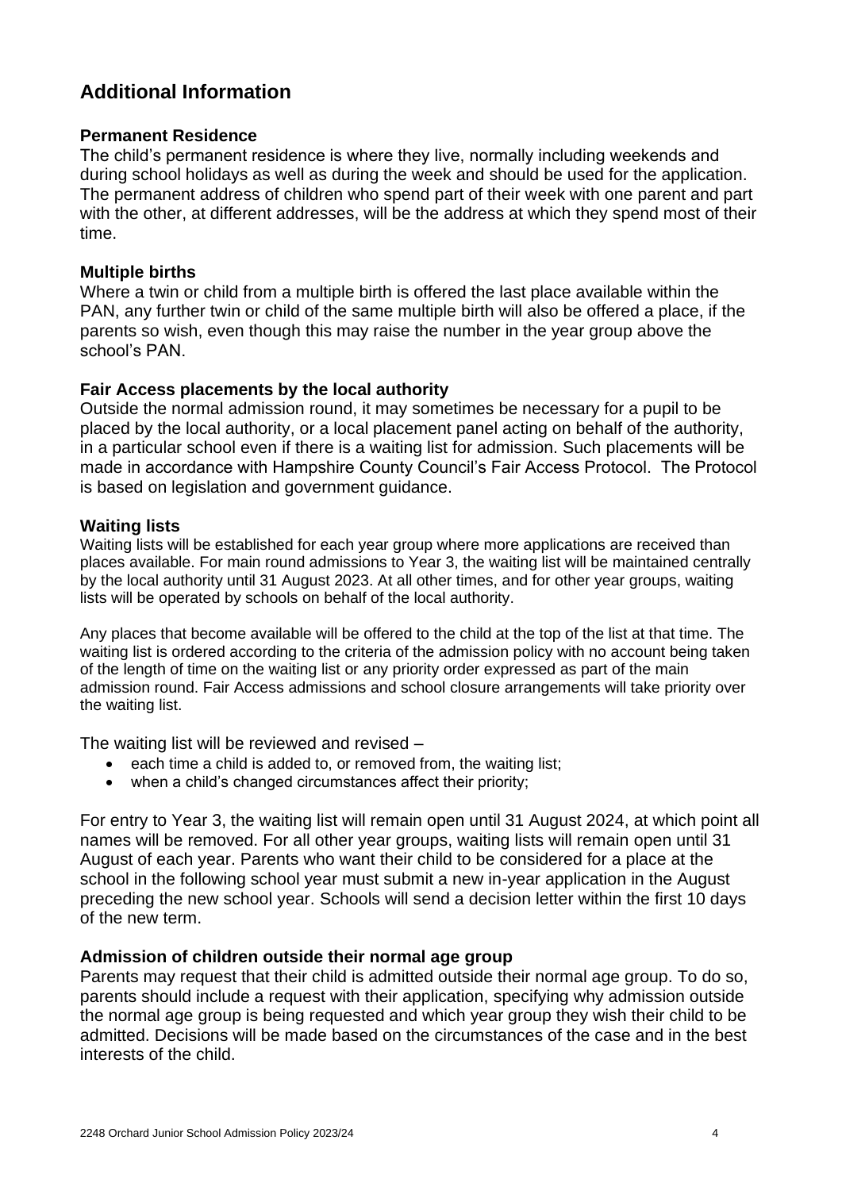## Additional Information

### Permanent Residence

The child's permanent residence is where they live, normally including weekends and during school holidays as well as during the week and should be used for the application. The permanent address of children who spend part of their week with one parent and part with the other, at different addresses, will be the address at which they spend most of their time.

### Multiple births

Where a twin or child from a multiple birth is offered the last place available within the PAN, any further twin or child of the same multiple birth will also be offered a place, if the parents so wish, even though this may raise the number in the year group above the school's PAN.

### Fair Access placements by the local authority

Outside the normal admission round, it may sometimes be necessary for a pupil to be placed by the local authority, or a local placement panel acting on behalf of the authority, in a particular school even if there is a waiting list for admission. Such placements will be made in accordance with Hampshire County Council's Fair Access Protocol. The Protocol is based on legislation and government guidance.

### Waiting lists

Waiting lists will be established for each year group where more applications are received than places available. For main round admissions to Year 3, the waiting list will be maintained centrally by the local authority until 31 August 2023. At all other times, and for other year groups, waiting lists will be operated by schools on behalf of the local authority.

Any places that become available will be offered to the child at the top of the list at that time. The waiting list is ordered according to the criteria of the admission policy with no account being taken of the length of time on the waiting list or any priority order expressed as part of the main admission round. Fair Access admissions and school closure arrangements will take priority over the waiting list.

The waiting list will be reviewed and revised –

- each time a child is added to, or removed from, the waiting list;
- when a child's changed circumstances affect their priority;

For entry to Year 3, the waiting list will remain open until 31 August 2024, at which point all names will be removed. For all other year groups, waiting lists will remain open until 31 August of each year. Parents who want their child to be considered for a place at the school in the following school year must submit a new in-year application in the August preceding the new school year. Schools will send a decision letter within the first 10 days of the new term.

### Admission of children outside their normal age group

Parents may request that their child is admitted outside their normal age group. To do so, parents should include a request with their application, specifying why admission outside the normal age group is being requested and which year group they wish their child to be admitted. Decisions will be made based on the circumstances of the case and in the best interests of the child.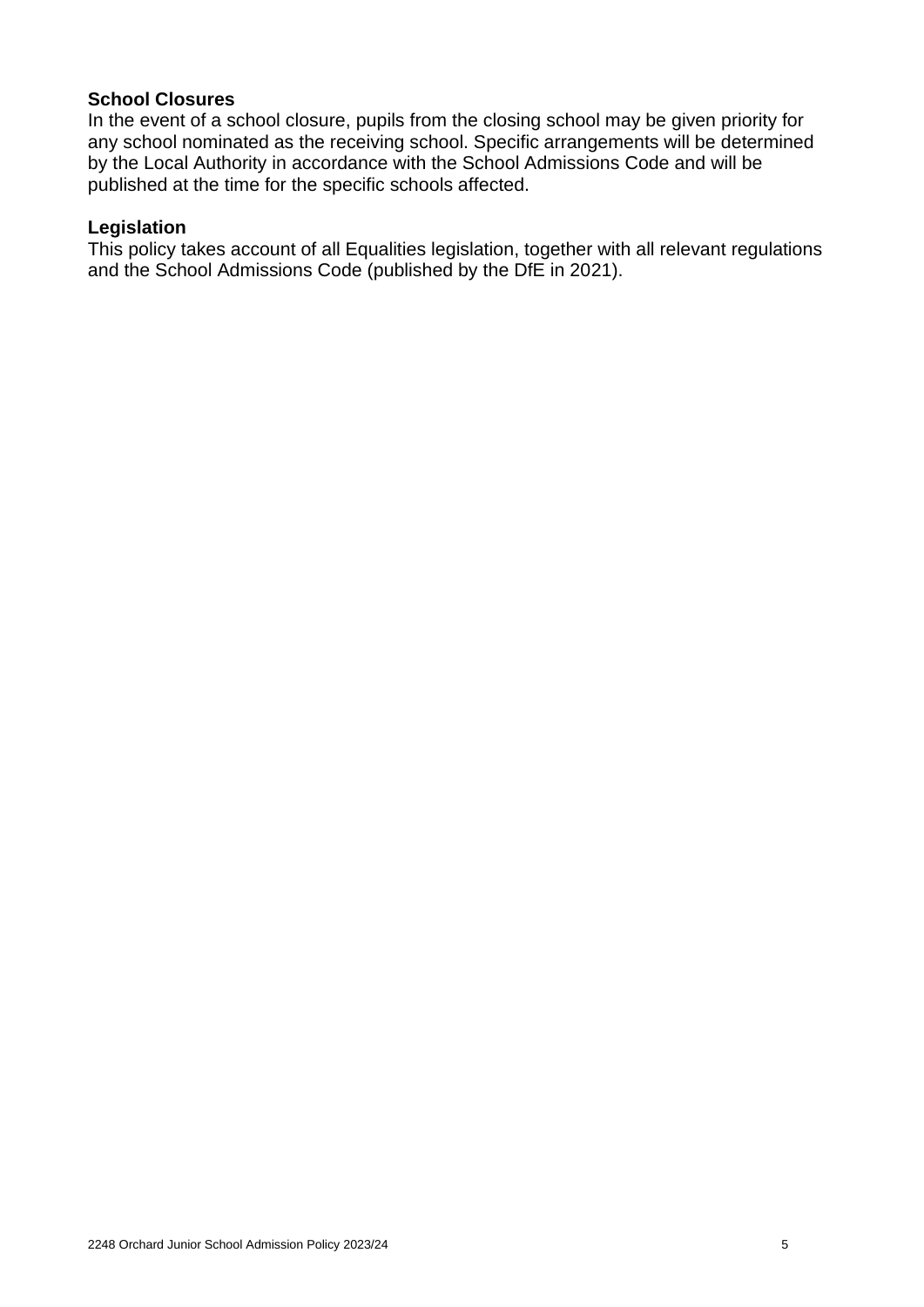**School Closures**
In the event of a school closure, pupils from the closing school may be given priority for any school nominated as the receiving school. Specific arrangements will be determined by the Local Authority in accordance with the School Admissions Code and will be published at the time for the specific schools affected.

**Legislation**
This policy takes account of all Equalities legislation, together with all relevant regulations and the School Admissions Code (published by the DfE in 2021).